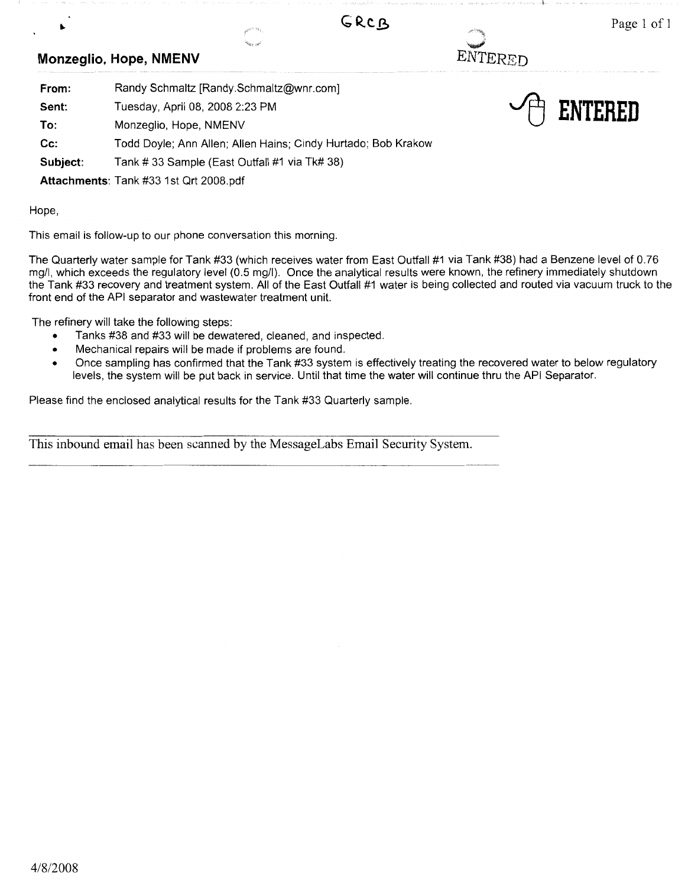GRCB

ENTERED

**Monzeglio, Hope, NMENV**

**From:** Randy Schmaltz [Randy.Schmaltz@wnr.com]

**Sent:** Tuesday, April 08, 2008 2:23 PM

**To:** Monzeglio, Hope, NMENV

**Cc:** Todd Doyle; Ann Allen; Allen Hains; Cindy Hurtado; Bob Krakow

**Subject:** Tank # 33 Sample (East Outfall #1 via Tk# 38)

**Attachments:** Tank #33 1st Qrt 2008.pdf

ENTERED

Hope,

This email is follow-up to our phone conversation this morning.

The Quarterly water sample for Tank #33 (which receives water from East Outfall #1 via Tank #38) had a Benzene level of 0.76 mg/l, which exceeds the regulatory level (0.5 mg/l). Once the analytical results were known, the refinery immediately shutdown the Tank #33 recovery and treatment system. All of the East Outfall #1 water is being collected and routed via vacuum truck to the front end of the API separator and wastewater treatment unit.

The refinery will take the following steps:

- Tanks #38 and #33 will be dewatered, cleaned, and inspected.
- Mechanical repairs will be made if problems are found.
- Once sampling has confirmed that the Tank #33 system is effectively treating the recovered water to below regulatory levels, the system will be put back in service. Until that time the water will continue thru the API Separator.

Please find the enclosed analytical results for the Tank #33 Quarterly sample.

---

This inbound email has been scanned by the MessageLabs Email Security System.

---

4/8/2008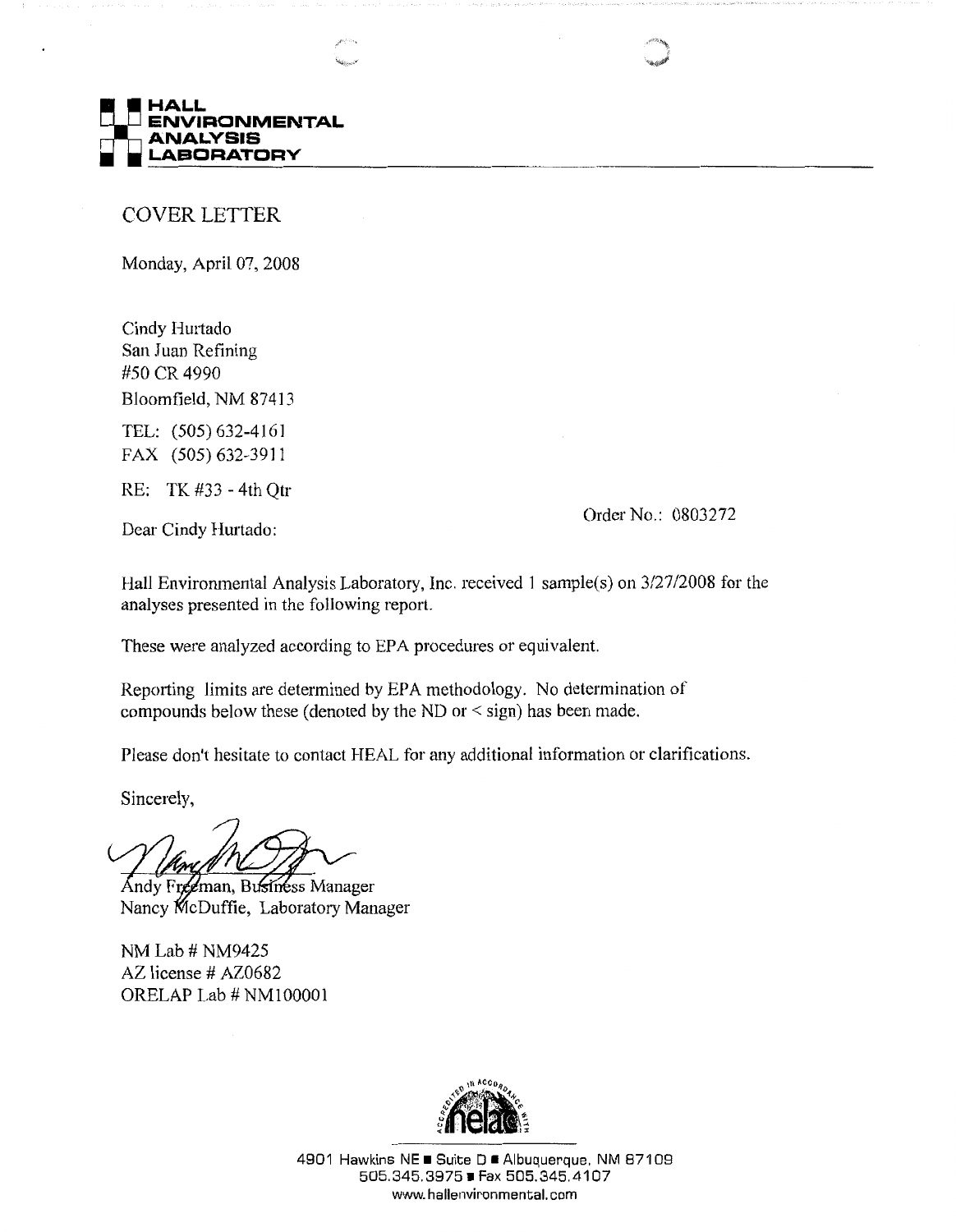**HALL ENVIRONMENTAL ANALYSIS LABORATORY**

# COVER LETTER

Monday, April 07, 2008

Cindy Hurtado
San Juan Refining
#50 CR 4990
Bloomfield, NM 87413

TEL: (505) 632-4161
FAX (505) 632-3911

RE: TK #33 - 4th Qtr

Order No.: 0803272

Dear Cindy Hurtado:

Hall Environmental Analysis Laboratory, Inc. received 1 sample(s) on 3/27/2008 for the analyses presented in the following report.

These were analyzed according to EPA procedures or equivalent.

Reporting limits are determined by EPA methodology. No determination of compounds below these (denoted by the ND or < sign) has been made.

Please don't hesitate to contact HEAL for any additional information or clarifications.

Sincerely,

Andy Freeman, Business Manager
Nancy McDuffie, Laboratory Manager

NM Lab # NM9425
AZ license # AZ0682
ORELAP Lab # NM100001

4901 Hawkins NE ■ Suite D ■ Albuquerque, NM 87109
505.345.3975 ■ Fax 505.345.4107
www.hallenvironmental.com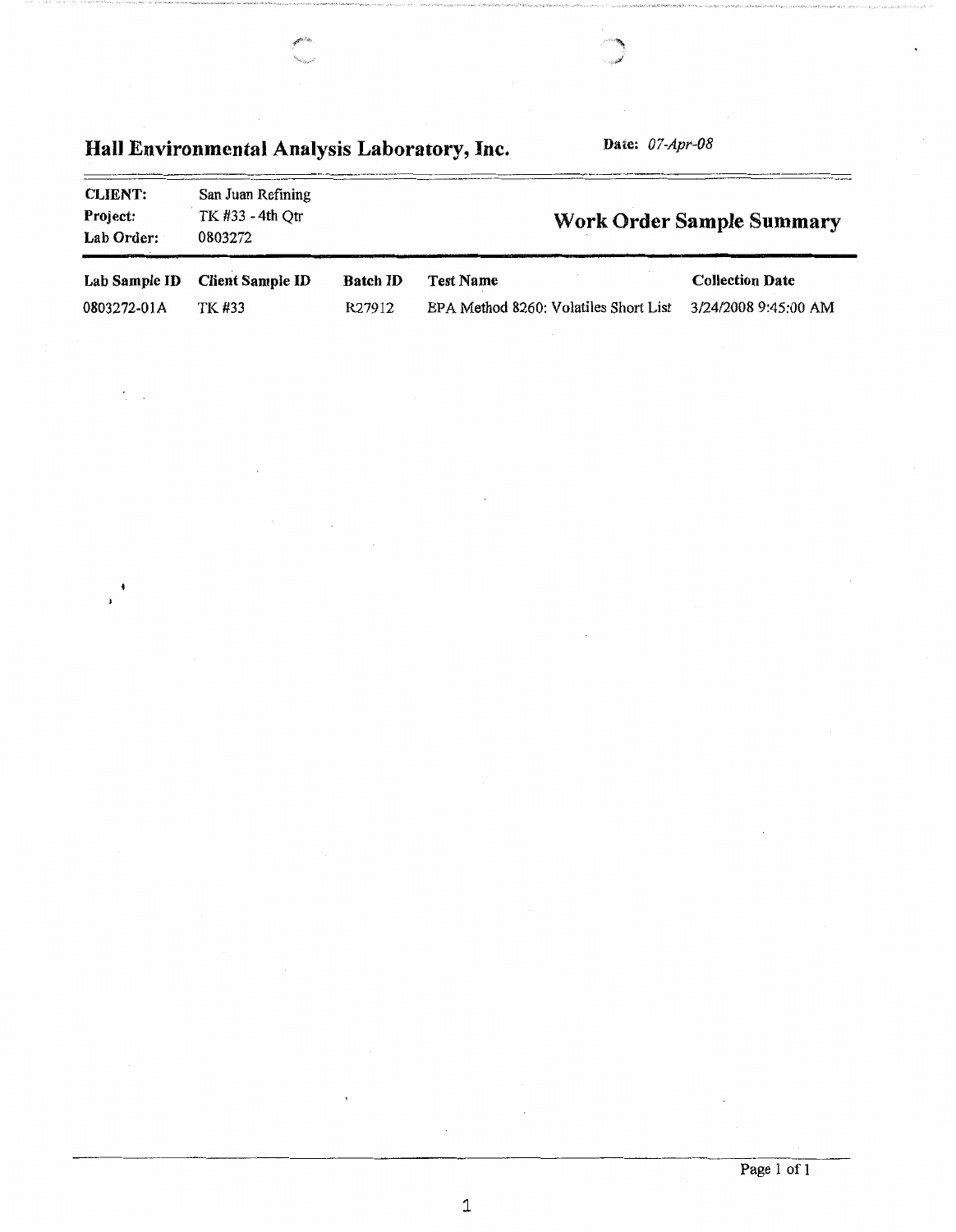# Hall Environmental Analysis Laboratory, Inc.

**Date:** *07-Apr-08*

**CLIENT:** San Juan Refining
**Project:** TK #33 - 4th Qtr
**Lab Order:** 0803272

## Work Order Sample Summary

| Lab Sample ID | Client Sample ID | Batch ID | Test Name | Collection Date |
|---|---|---|---|---|
| 0803272-01A | TK #33 | R27912 | EPA Method 8260: Volatiles Short List | 3/24/2008 9:45:00 AM |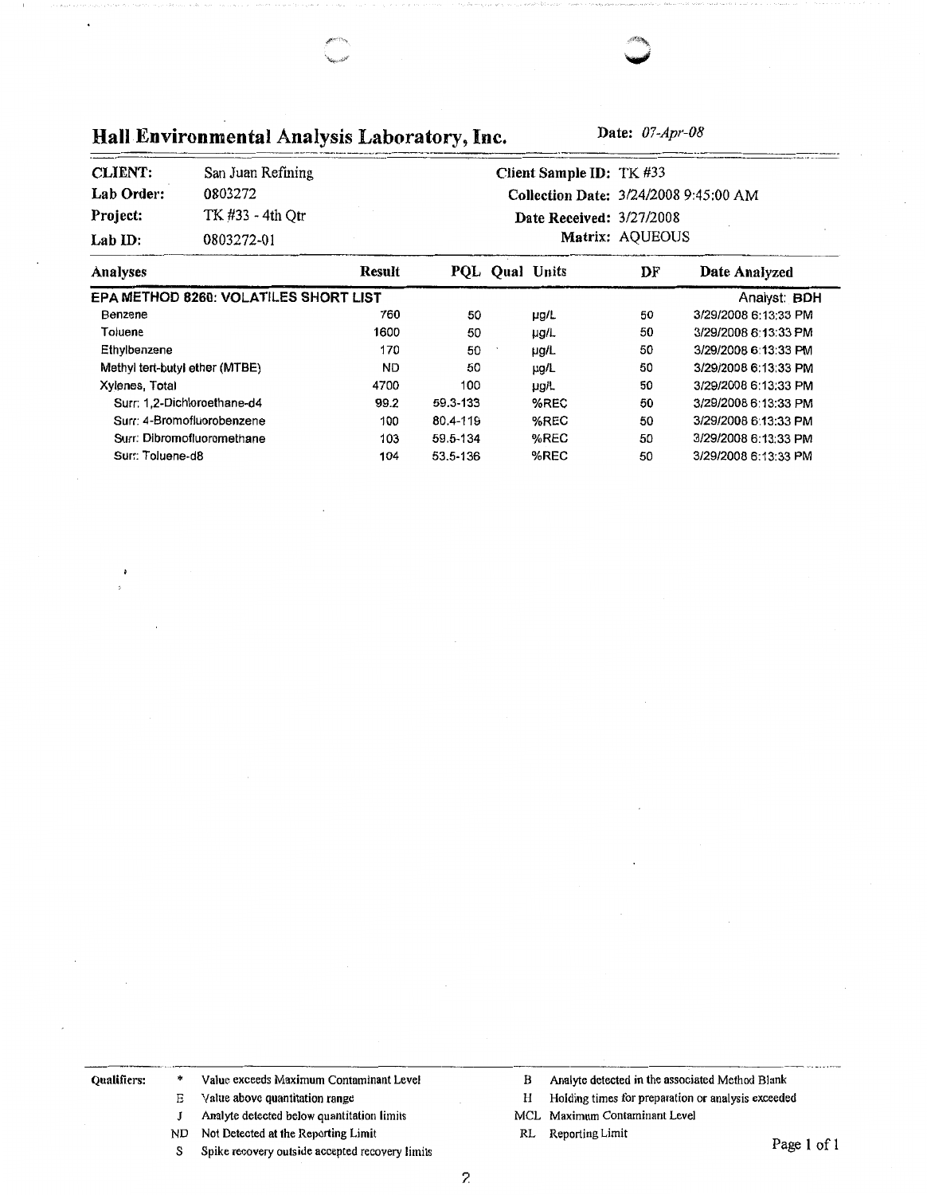# Hall Environmental Analysis Laboratory, Inc.

**Date:** *07-Apr-08*

| | | | |
|---|---|---|---|
| **CLIENT:** | San Juan Refining | **Client Sample ID:** | TK #33 |
| **Lab Order:** | 0803272 | **Collection Date:** | 3/24/2008 9:45:00 AM |
| **Project:** | TK #33 - 4th Qtr | **Date Received:** | 3/27/2008 |
| **Lab ID:** | 0803272-01 | **Matrix:** | AQUEOUS |

| Analyses | Result | PQL | Qual | Units | DF | Date Analyzed |
|---|---|---|---|---|---|---|
| **EPA METHOD 8260: VOLATILES SHORT LIST** | | | | | | Analyst: **BDH** |
| Benzene | 760 | 50 | | µg/L | 50 | 3/29/2008 6:13:33 PM |
| Toluene | 1600 | 50 | | µg/L | 50 | 3/29/2008 6:13:33 PM |
| Ethylbenzene | 170 | 50 | | µg/L | 50 | 3/29/2008 6:13:33 PM |
| Methyl tert-butyl ether (MTBE) | ND | 50 | | µg/L | 50 | 3/29/2008 6:13:33 PM |
| Xylenes, Total | 4700 | 100 | | µg/L | 50 | 3/29/2008 6:13:33 PM |
| Surr: 1,2-Dichloroethane-d4 | 99.2 | 59.3-133 | | %REC | 50 | 3/29/2008 6:13:33 PM |
| Surr: 4-Bromofluorobenzene | 100 | 80.4-119 | | %REC | 50 | 3/29/2008 6:13:33 PM |
| Surr: Dibromofluoromethane | 103 | 59.5-134 | | %REC | 50 | 3/29/2008 6:13:33 PM |
| Surr: Toluene-d8 | 104 | 53.5-136 | | %REC | 50 | 3/29/2008 6:13:33 PM |

**Qualifiers:**

- * Value exceeds Maximum Contaminant Level
- E Value above quantitation range
- J Analyte detected below quantitation limits
- ND Not Detected at the Reporting Limit
- S Spike recovery outside accepted recovery limits
- B Analyte detected in the associated Method Blank
- H Holding times for preparation or analysis exceeded
- MCL Maximum Contaminant Level
- RL Reporting Limit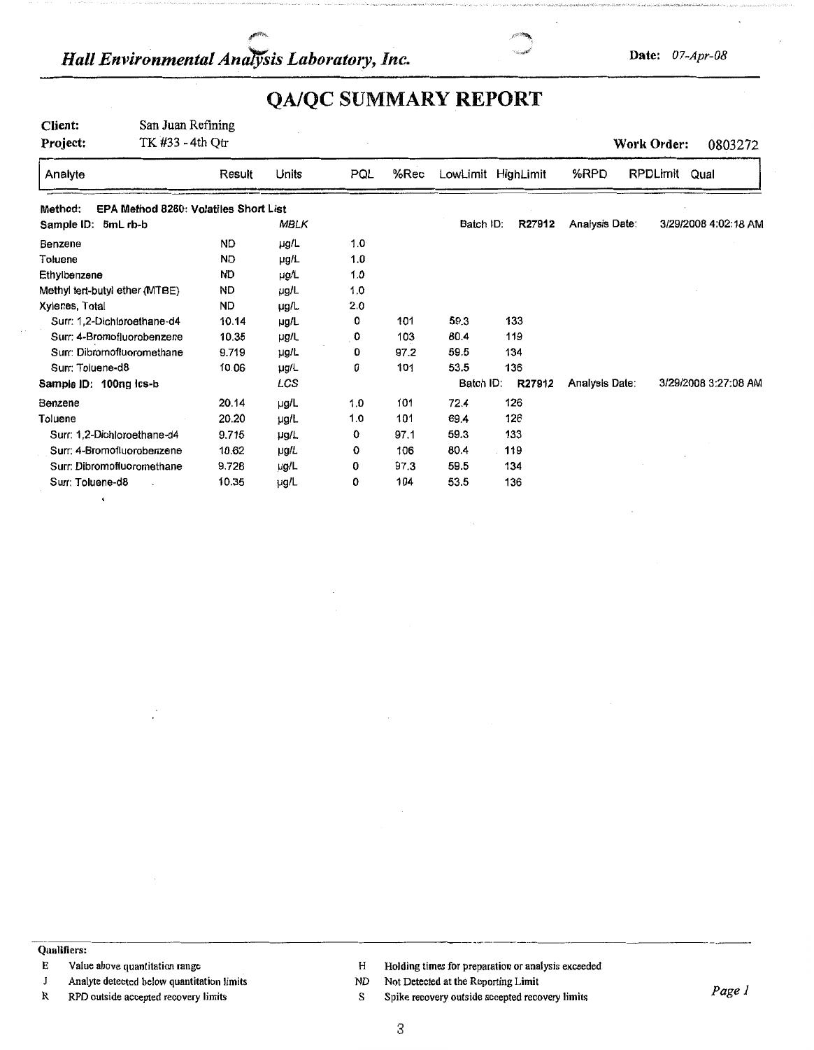*Hall Environmental Analysis Laboratory, Inc.*

**Date:** *07-Apr-08*

# QA/QC SUMMARY REPORT

**Client:** San Juan Refining

**Project:** TK #33 - 4th Qtr

**Work Order:** 0803272

| Analyte | Result | Units | PQL | %Rec | LowLimit | HighLimit | %RPD | RPDLimit | Qual |
|---|---|---|---|---|---|---|---|---|---|
| **Method: EPA Method 8260: Volatiles Short List** | | | | | | | | | |
| **Sample ID: 5mL rb-b** | | *MBLK* | | | Batch ID: | R27912 | Analysis Date: | 3/29/2008 4:02:18 AM | |
| Benzene | ND | µg/L | 1.0 | | | | | | |
| Toluene | ND | µg/L | 1.0 | | | | | | |
| Ethylbenzene | ND | µg/L | 1.0 | | | | | | |
| Methyl tert-butyl ether (MTBE) | ND | µg/L | 1.0 | | | | | | |
| Xylenes, Total | ND | µg/L | 2.0 | | | | | | |
| Surr: 1,2-Dichloroethane-d4 | 10.14 | µg/L | 0 | 101 | 59.3 | 133 | | | |
| Surr: 4-Bromofluorobenzene | 10.35 | µg/L | 0 | 103 | 80.4 | 119 | | | |
| Surr: Dibromofluoromethane | 9.719 | µg/L | 0 | 97.2 | 59.5 | 134 | | | |
| Surr: Toluene-d8 | 10.06 | µg/L | 0 | 101 | 53.5 | 136 | | | |
| **Sample ID: 100ng lcs-b** | | *LCS* | | | Batch ID: | R27912 | Analysis Date: | 3/29/2008 3:27:08 AM | |
| Benzene | 20.14 | µg/L | 1.0 | 101 | 72.4 | 126 | | | |
| Toluene | 20.20 | µg/L | 1.0 | 101 | 69.4 | 126 | | | |
| Surr: 1,2-Dichloroethane-d4 | 9.715 | µg/L | 0 | 97.1 | 59.3 | 133 | | | |
| Surr: 4-Bromofluorobenzene | 10.62 | µg/L | 0 | 106 | 80.4 | 119 | | | |
| Surr: Dibromofluoromethane | 9.728 | µg/L | 0 | 97.3 | 59.5 | 134 | | | |
| Surr: Toluene-d8 | 10.35 | µg/L | 0 | 104 | 53.5 | 136 | | | |

**Qualifiers:**

- E Value above quantitation range
- J Analyte detected below quantitation limits
- R RPD outside accepted recovery limits
- H Holding times for preparation or analysis exceeded
- ND Not Detected at the Reporting Limit
- S Spike recovery outside accepted recovery limits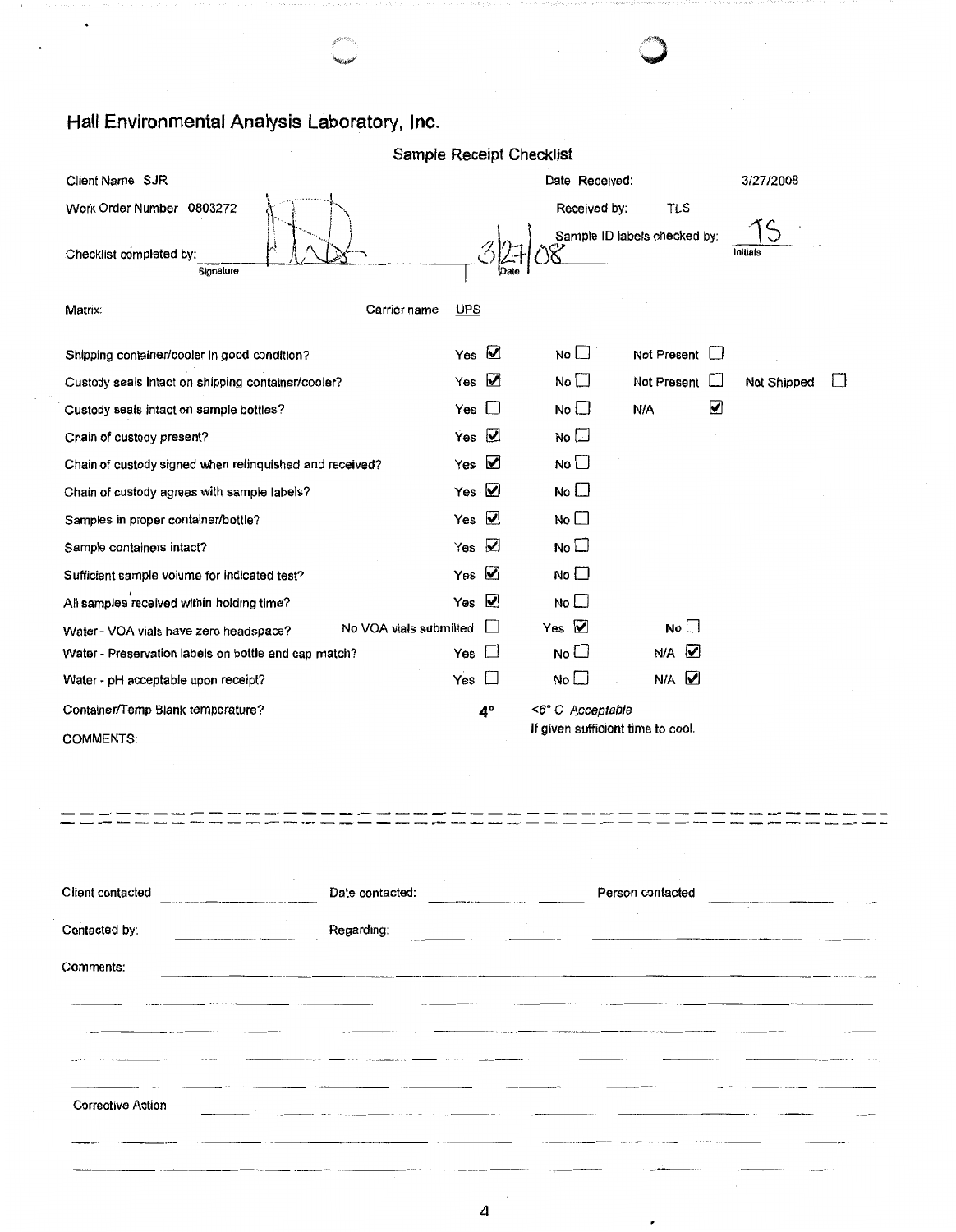# Hall Environmental Analysis Laboratory, Inc.

## Sample Receipt Checklist

Client Name SJR

Date Received: 3/27/2008

Work Order Number 0803272

Received by: TLS

Sample ID labels checked by: TS (Initials)

Checklist completed by: (Signature) 3/27/08 (Date)

Matrix:

Carrier name UPS

| | | | | |
|---|---|---|---|---|
| Shipping container/cooler in good condition? | Yes ☑ | No ☐ | Not Present ☐ | |
| Custody seals intact on shipping container/cooler? | Yes ☑ | No ☐ | Not Present ☐ | Not Shipped ☐ |
| Custody seals intact on sample bottles? | Yes ☐ | No ☐ | N/A ☑ | |
| Chain of custody present? | Yes ☑ | No ☐ | | |
| Chain of custody signed when relinquished and received? | Yes ☑ | No ☐ | | |
| Chain of custody agrees with sample labels? | Yes ☑ | No ☐ | | |
| Samples in proper container/bottle? | Yes ☑ | No ☐ | | |
| Sample containers intact? | Yes ☑ | No ☐ | | |
| Sufficient sample volume for indicated test? | Yes ☑ | No ☐ | | |
| All samples received within holding time? | Yes ☑ | No ☐ | | |
| Water - VOA vials have zero headspace? | No VOA vials submitted ☐ | Yes ☑ | No ☐ | |
| Water - Preservation labels on bottle and cap match? | Yes ☐ | No ☐ | N/A ☑ | |
| Water - pH acceptable upon receipt? | Yes ☐ | No ☐ | N/A ☑ | |
| Container/Temp Blank temperature? | 4° | <6° C *Acceptable* If given sufficient time to cool. | | |

COMMENTS:

---

Client contacted ____________ Date contacted: ____________ Person contacted ____________

Contacted by: ____________ Regarding: ____________

Comments:

Corrective Action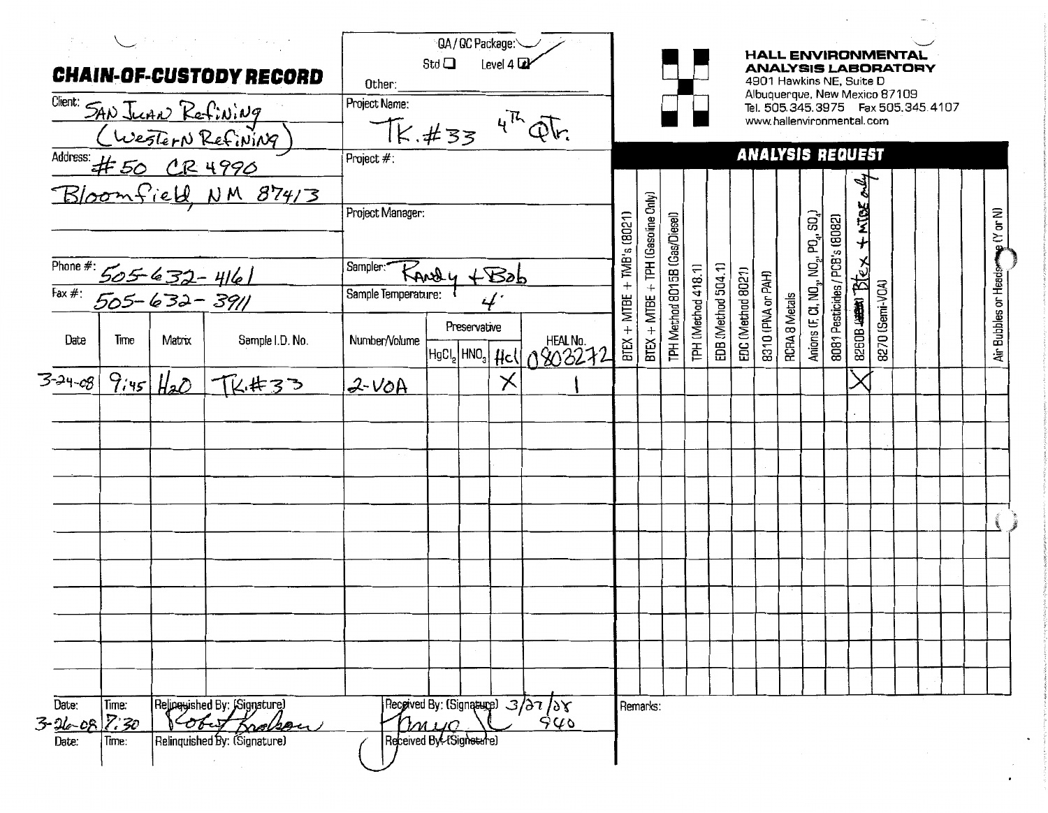# CHAIN-OF-CUSTODY RECORD

Client: SAN JUAN Refining (WESTERN REFINING)

Address: #50 CR 4990
Bloomfield, NM 87413

Phone #: 505-632-4161

Fax #: 505-632-3911

QA / QC Package: Std ☐ Level 4 ☑

Other:

Project Name: TK.#33 4th Qtr.

Project #:

Project Manager:

Sampler: Randy + Bob

Sample Temperature: 4°

**HALL ENVIRONMENTAL ANALYSIS LABORATORY**
4901 Hawkins NE, Suite D
Albuquerque, New Mexico 87109
Tel. 505.345.3975 Fax 505.345.4107
www.hallenvironmental.com

## ANALYSIS REQUEST

| Date | Time | Matrix | Sample I.D. No. | Number/Volume | Preservative HgCl2 | Preservative HNO3 | Preservative HCl | HEAL No. 0803272 | BTEX + MTBE + TMB's (8021) | BTEX + MTBE + TPH (Gasoline Only) | TPH Method 8015B (Gas/Diesel) | TPH (Method 418.1) | EDB (Method 504.1) | EDC (Method 8021) | 8310 (PNA or PAH) | RCRA 8 Metals | Anions (F, Cl, NO3, NO2, PO4, SO4) | 8081 Pesticides / PCB's (8082) | 8260B BTEX + MTBE only | 8270 (Semi-VOA) | | | | | | Air Bubbles or Headspace (Y or N) |
|---|---|---|---|---|---|---|---|---|---|---|---|---|---|---|---|---|---|---|---|---|---|---|---|---|---|---|
| 3-24-08 | 9:45 | $H_2O$ | TK.#33 | 2-VOA | | | X | 1 | | | | | | | | | | | X | | | | | | | |

| Date: | Time: | Relinquished By: (Signature) | Received By: (Signature) |
|---|---|---|---|
| 3-26-08 | 7:30 | Robert Krakow | [signature] 3/27/08 940 |
| Date: | Time: | Relinquished By: (Signature) | Received By: (Signature) |

Remarks: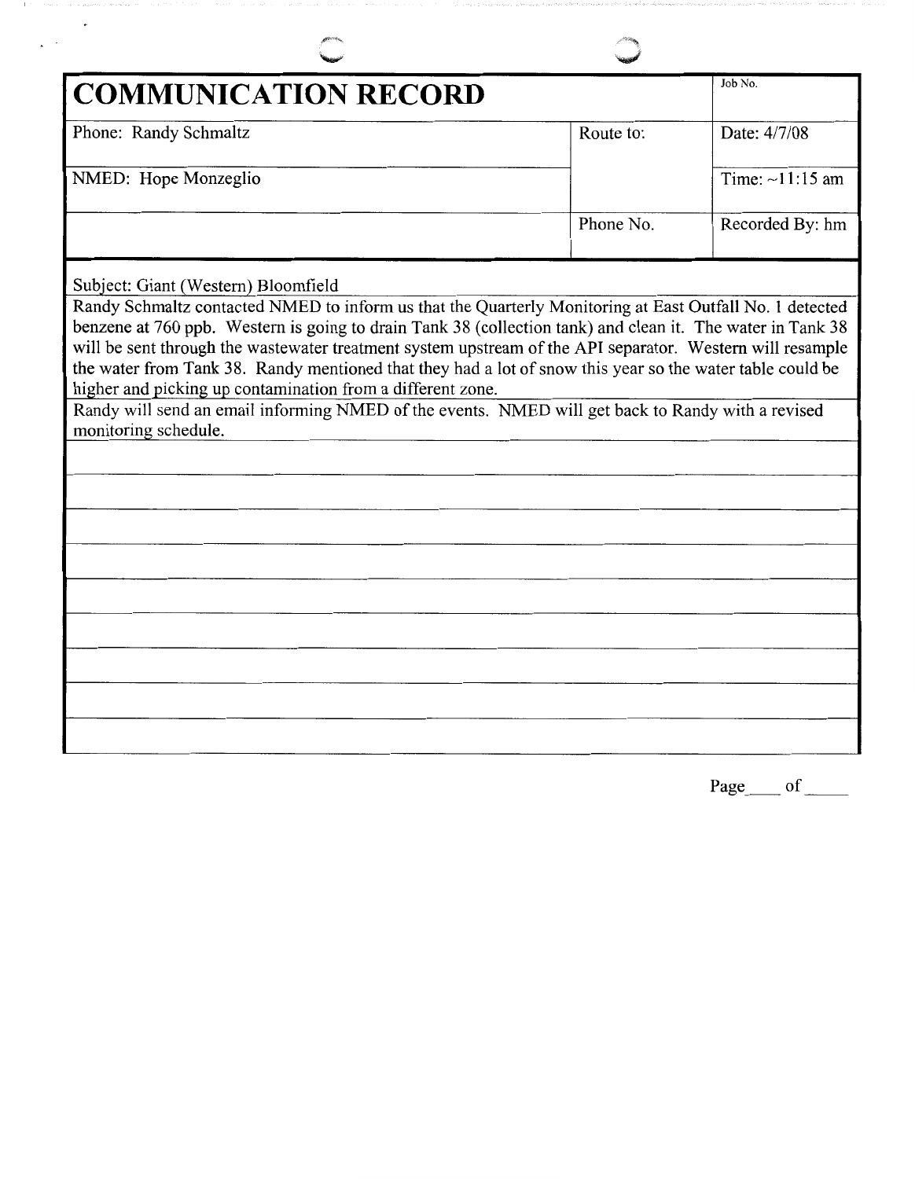# COMMUNICATION RECORD

| | | |
|---|---|---|
| Phone: Randy Schmaltz | Route to: | Date: 4/7/08 |
| NMED: Hope Monzeglio | | Time: ~11:15 am |
| | Phone No. | Recorded By: hm |

Job No.

Subject: Giant (Western) Bloomfield

Randy Schmaltz contacted NMED to inform us that the Quarterly Monitoring at East Outfall No. 1 detected benzene at 760 ppb. Western is going to drain Tank 38 (collection tank) and clean it. The water in Tank 38 will be sent through the wastewater treatment system upstream of the API separator. Western will resample the water from Tank 38. Randy mentioned that they had a lot of snow this year so the water table could be higher and picking up contamination from a different zone.

Randy will send an email informing NMED of the events. NMED will get back to Randy with a revised monitoring schedule.

Page\_\_\_\_ of \_\_\_\_